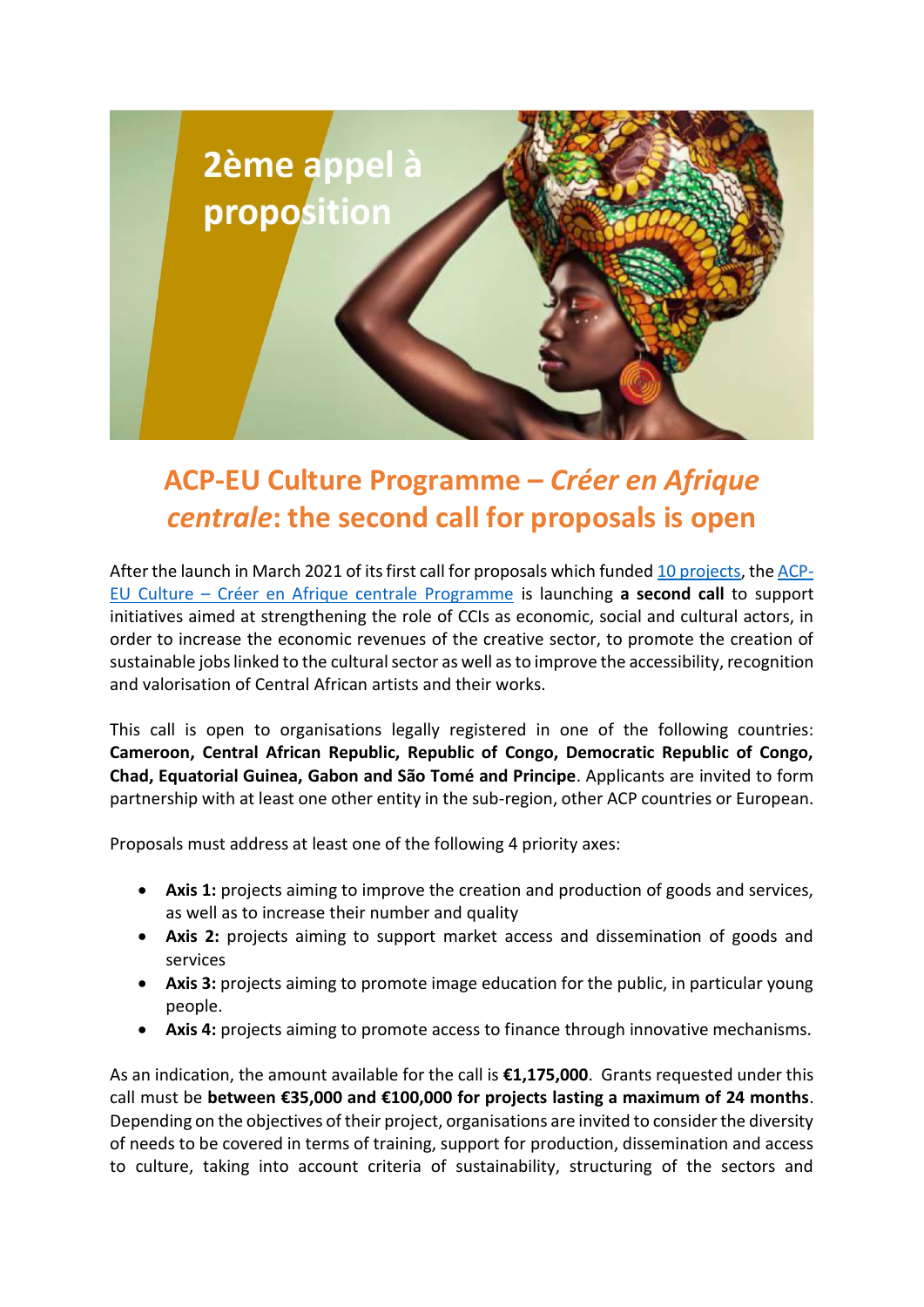2ème appel à proposition

# ACP-EU Culture Programme – *Créer en Afrique centrale*: the second call for proposals is open

After the launch in March 2021 of its first call for proposals which funded 10 projects, the ACP-EU Culture – Créer en Afrique centrale Programme is launching **a second call** to support initiatives aimed at strengthening the role of CCIs as economic, social and cultural actors, in order to increase the economic revenues of the creative sector, to promote the creation of sustainable jobs linked to the cultural sector as well as to improve the accessibility, recognition and valorisation of Central African artists and their works.

This call is open to organisations legally registered in one of the following countries: **Cameroon, Central African Republic, Republic of Congo, Democratic Republic of Congo, Chad, Equatorial Guinea, Gabon and São Tomé and Principe**. Applicants are invited to form partnership with at least one other entity in the sub-region, other ACP countries or European.

Proposals must address at least one of the following 4 priority axes:

- **Axis 1:** projects aiming to improve the creation and production of goods and services, as well as to increase their number and quality
- **Axis 2:** projects aiming to support market access and dissemination of goods and services
- **Axis 3:** projects aiming to promote image education for the public, in particular young people.
- **Axis 4:** projects aiming to promote access to finance through innovative mechanisms.

As an indication, the amount available for the call is **€1,175,000**. Grants requested under this call must be **between €35,000 and €100,000 for projects lasting a maximum of 24 months**. Depending on the objectives of their project, organisations are invited to consider the diversity of needs to be covered in terms of training, support for production, dissemination and access to culture, taking into account criteria of sustainability, structuring of the sectors and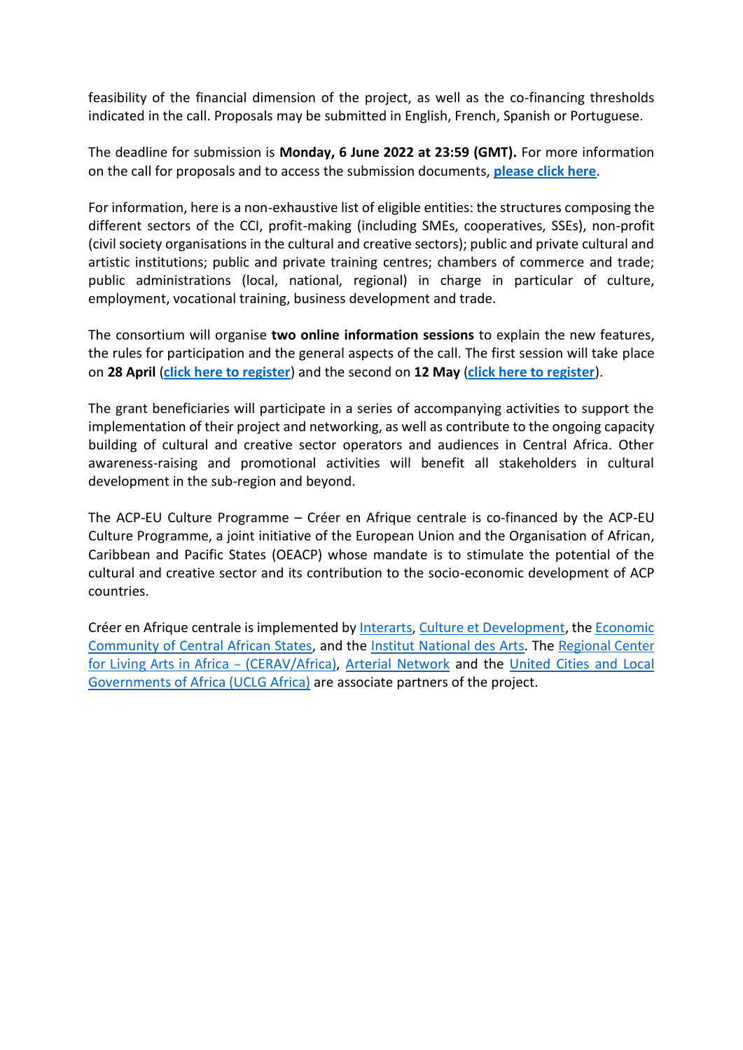feasibility of the financial dimension of the project, as well as the co-financing thresholds indicated in the call. Proposals may be submitted in English, French, Spanish or Portuguese.

The deadline for submission is **Monday, 6 June 2022 at 23:59 (GMT).** For more information on the call for proposals and to access the submission documents, **please click here**.

For information, here is a non-exhaustive list of eligible entities: the structures composing the different sectors of the CCI, profit-making (including SMEs, cooperatives, SSEs), non-profit (civil society organisations in the cultural and creative sectors); public and private cultural and artistic institutions; public and private training centres; chambers of commerce and trade; public administrations (local, national, regional) in charge in particular of culture, employment, vocational training, business development and trade.

The consortium will organise **two online information sessions** to explain the new features, the rules for participation and the general aspects of the call. The first session will take place on **28 April** (**click here to register**) and the second on **12 May** (**click here to register**).

The grant beneficiaries will participate in a series of accompanying activities to support the implementation of their project and networking, as well as contribute to the ongoing capacity building of cultural and creative sector operators and audiences in Central Africa. Other awareness-raising and promotional activities will benefit all stakeholders in cultural development in the sub-region and beyond.

The ACP-EU Culture Programme – Créer en Afrique centrale is co-financed by the ACP-EU Culture Programme, a joint initiative of the European Union and the Organisation of African, Caribbean and Pacific States (OEACP) whose mandate is to stimulate the potential of the cultural and creative sector and its contribution to the socio-economic development of ACP countries.

Créer en Afrique centrale is implemented by Interarts, Culture et Development, the Economic Community of Central African States, and the Institut National des Arts. The Regional Center for Living Arts in Africa – (CERAV/Africa), Arterial Network and the United Cities and Local Governments of Africa (UCLG Africa) are associate partners of the project.